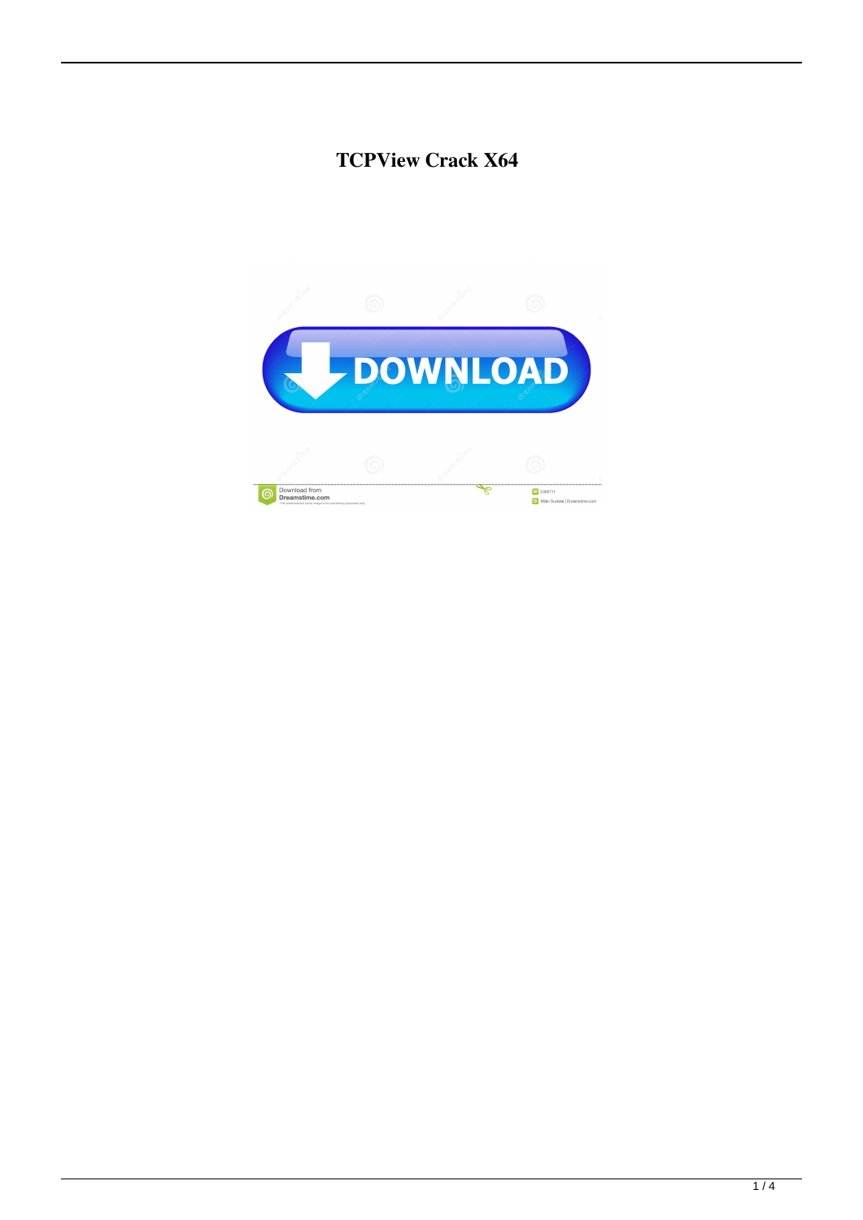# TCPView Crack X64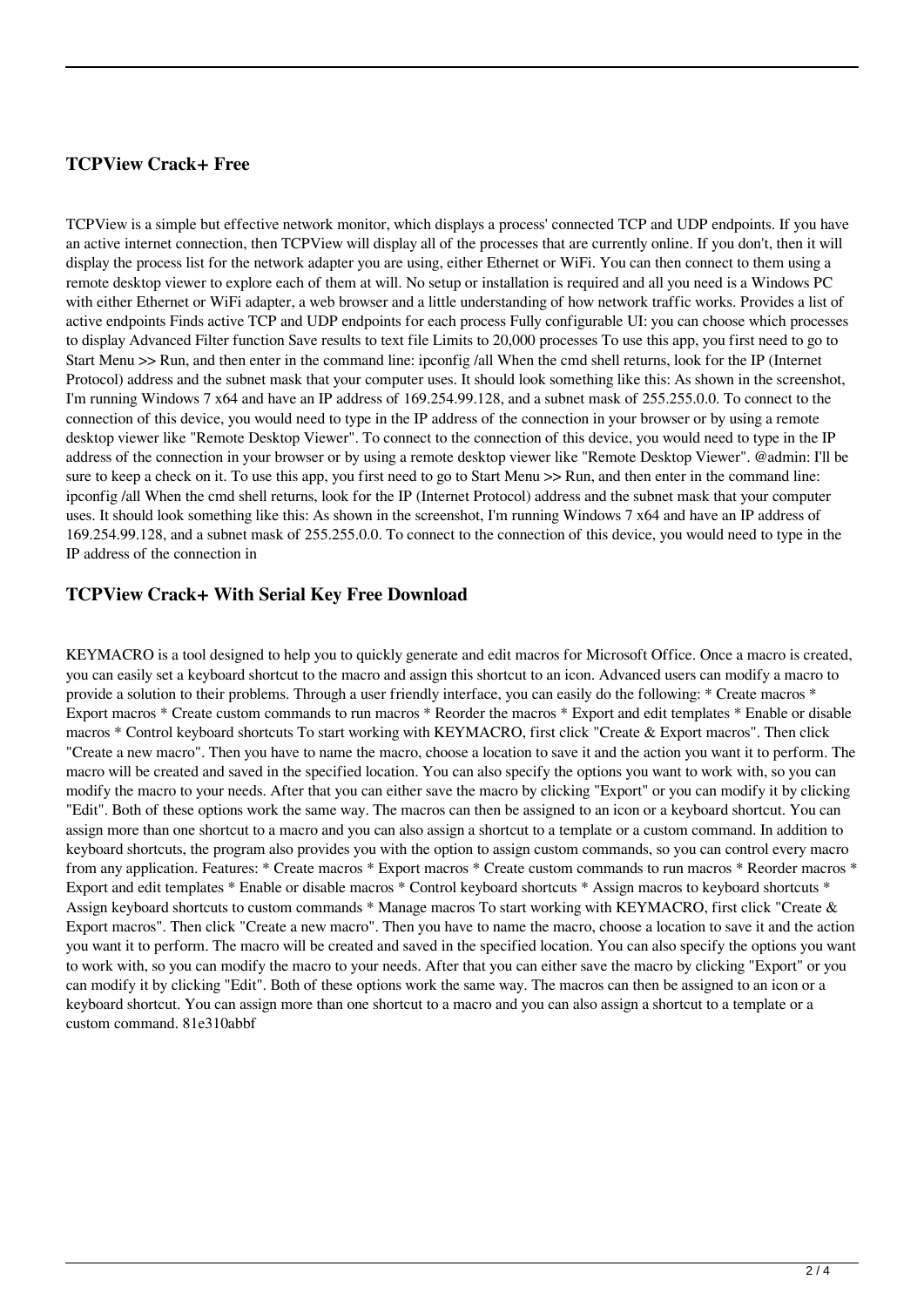## TCPView Crack+ Free

TCPView is a simple but effective network monitor, which displays a process' connected TCP and UDP endpoints. If you have an active internet connection, then TCPView will display all of the processes that are currently online. If you don't, then it will display the process list for the network adapter you are using, either Ethernet or WiFi. You can then connect to them using a remote desktop viewer to explore each of them at will. No setup or installation is required and all you need is a Windows PC with either Ethernet or WiFi adapter, a web browser and a little understanding of how network traffic works. Provides a list of active endpoints Finds active TCP and UDP endpoints for each process Fully configurable UI: you can choose which processes to display Advanced Filter function Save results to text file Limits to 20,000 processes To use this app, you first need to go to Start Menu >> Run, and then enter in the command line: ipconfig /all When the cmd shell returns, look for the IP (Internet Protocol) address and the subnet mask that your computer uses. It should look something like this: As shown in the screenshot, I'm running Windows 7 x64 and have an IP address of 169.254.99.128, and a subnet mask of 255.255.0.0. To connect to the connection of this device, you would need to type in the IP address of the connection in your browser or by using a remote desktop viewer like "Remote Desktop Viewer". To connect to the connection of this device, you would need to type in the IP address of the connection in your browser or by using a remote desktop viewer like "Remote Desktop Viewer". @admin: I'll be sure to keep a check on it. To use this app, you first need to go to Start Menu >> Run, and then enter in the command line: ipconfig /all When the cmd shell returns, look for the IP (Internet Protocol) address and the subnet mask that your computer uses. It should look something like this: As shown in the screenshot, I'm running Windows 7 x64 and have an IP address of 169.254.99.128, and a subnet mask of 255.255.0.0. To connect to the connection of this device, you would need to type in the IP address of the connection in

## TCPView Crack+ With Serial Key Free Download

KEYMACRO is a tool designed to help you to quickly generate and edit macros for Microsoft Office. Once a macro is created, you can easily set a keyboard shortcut to the macro and assign this shortcut to an icon. Advanced users can modify a macro to provide a solution to their problems. Through a user friendly interface, you can easily do the following: * Create macros * Export macros * Create custom commands to run macros * Reorder the macros * Export and edit templates * Enable or disable macros * Control keyboard shortcuts To start working with KEYMACRO, first click "Create & Export macros". Then click "Create a new macro". Then you have to name the macro, choose a location to save it and the action you want it to perform. The macro will be created and saved in the specified location. You can also specify the options you want to work with, so you can modify the macro to your needs. After that you can either save the macro by clicking "Export" or you can modify it by clicking "Edit". Both of these options work the same way. The macros can then be assigned to an icon or a keyboard shortcut. You can assign more than one shortcut to a macro and you can also assign a shortcut to a template or a custom command. In addition to keyboard shortcuts, the program also provides you with the option to assign custom commands, so you can control every macro from any application. Features: * Create macros * Export macros * Create custom commands to run macros * Reorder macros * Export and edit templates * Enable or disable macros * Control keyboard shortcuts * Assign macros to keyboard shortcuts * Assign keyboard shortcuts to custom commands * Manage macros To start working with KEYMACRO, first click "Create & Export macros". Then click "Create a new macro". Then you have to name the macro, choose a location to save it and the action you want it to perform. The macro will be created and saved in the specified location. You can also specify the options you want to work with, so you can modify the macro to your needs. After that you can either save the macro by clicking "Export" or you can modify it by clicking "Edit". Both of these options work the same way. The macros can then be assigned to an icon or a keyboard shortcut. You can assign more than one shortcut to a macro and you can also assign a shortcut to a template or a custom command. 81e310abbf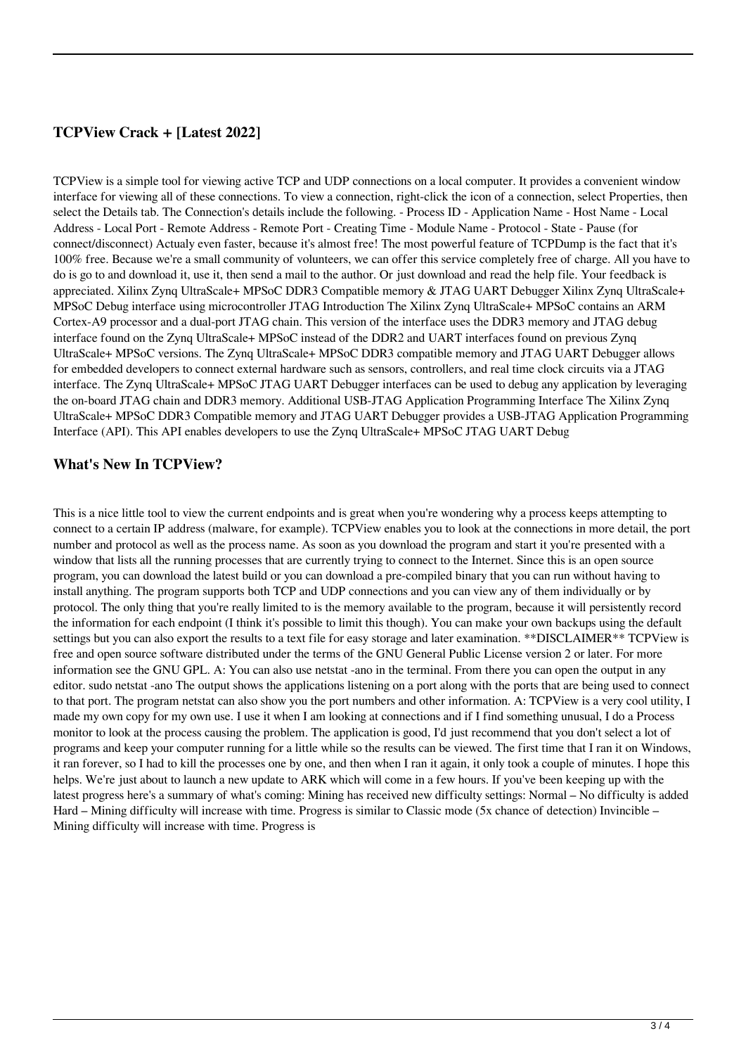## TCPView Crack + [Latest 2022]

TCPView is a simple tool for viewing active TCP and UDP connections on a local computer. It provides a convenient window interface for viewing all of these connections. To view a connection, right-click the icon of a connection, select Properties, then select the Details tab. The Connection's details include the following. - Process ID - Application Name - Host Name - Local Address - Local Port - Remote Address - Remote Port - Creating Time - Module Name - Protocol - State - Pause (for connect/disconnect) Actualy even faster, because it's almost free! The most powerful feature of TCPDump is the fact that it's 100% free. Because we're a small community of volunteers, we can offer this service completely free of charge. All you have to do is go to and download it, use it, then send a mail to the author. Or just download and read the help file. Your feedback is appreciated. Xilinx Zynq UltraScale+ MPSoC DDR3 Compatible memory & JTAG UART Debugger Xilinx Zynq UltraScale+ MPSoC Debug interface using microcontroller JTAG Introduction The Xilinx Zynq UltraScale+ MPSoC contains an ARM Cortex-A9 processor and a dual-port JTAG chain. This version of the interface uses the DDR3 memory and JTAG debug interface found on the Zynq UltraScale+ MPSoC instead of the DDR2 and UART interfaces found on previous Zynq UltraScale+ MPSoC versions. The Zynq UltraScale+ MPSoC DDR3 compatible memory and JTAG UART Debugger allows for embedded developers to connect external hardware such as sensors, controllers, and real time clock circuits via a JTAG interface. The Zynq UltraScale+ MPSoC JTAG UART Debugger interfaces can be used to debug any application by leveraging the on-board JTAG chain and DDR3 memory. Additional USB-JTAG Application Programming Interface The Xilinx Zynq UltraScale+ MPSoC DDR3 Compatible memory and JTAG UART Debugger provides a USB-JTAG Application Programming Interface (API). This API enables developers to use the Zynq UltraScale+ MPSoC JTAG UART Debug

## What's New In TCPView?

This is a nice little tool to view the current endpoints and is great when you're wondering why a process keeps attempting to connect to a certain IP address (malware, for example). TCPView enables you to look at the connections in more detail, the port number and protocol as well as the process name. As soon as you download the program and start it you're presented with a window that lists all the running processes that are currently trying to connect to the Internet. Since this is an open source program, you can download the latest build or you can download a pre-compiled binary that you can run without having to install anything. The program supports both TCP and UDP connections and you can view any of them individually or by protocol. The only thing that you're really limited to is the memory available to the program, because it will persistently record the information for each endpoint (I think it's possible to limit this though). You can make your own backups using the default settings but you can also export the results to a text file for easy storage and later examination. **DISCLAIMER** TCPView is free and open source software distributed under the terms of the GNU General Public License version 2 or later. For more information see the GNU GPL. A: You can also use netstat -ano in the terminal. From there you can open the output in any editor. sudo netstat -ano The output shows the applications listening on a port along with the ports that are being used to connect to that port. The program netstat can also show you the port numbers and other information. A: TCPView is a very cool utility, I made my own copy for my own use. I use it when I am looking at connections and if I find something unusual, I do a Process monitor to look at the process causing the problem. The application is good, I'd just recommend that you don't select a lot of programs and keep your computer running for a little while so the results can be viewed. The first time that I ran it on Windows, it ran forever, so I had to kill the processes one by one, and then when I ran it again, it only took a couple of minutes. I hope this helps. We're just about to launch a new update to ARK which will come in a few hours. If you've been keeping up with the latest progress here's a summary of what's coming: Mining has received new difficulty settings: Normal – No difficulty is added Hard – Mining difficulty will increase with time. Progress is similar to Classic mode (5x chance of detection) Invincible – Mining difficulty will increase with time. Progress is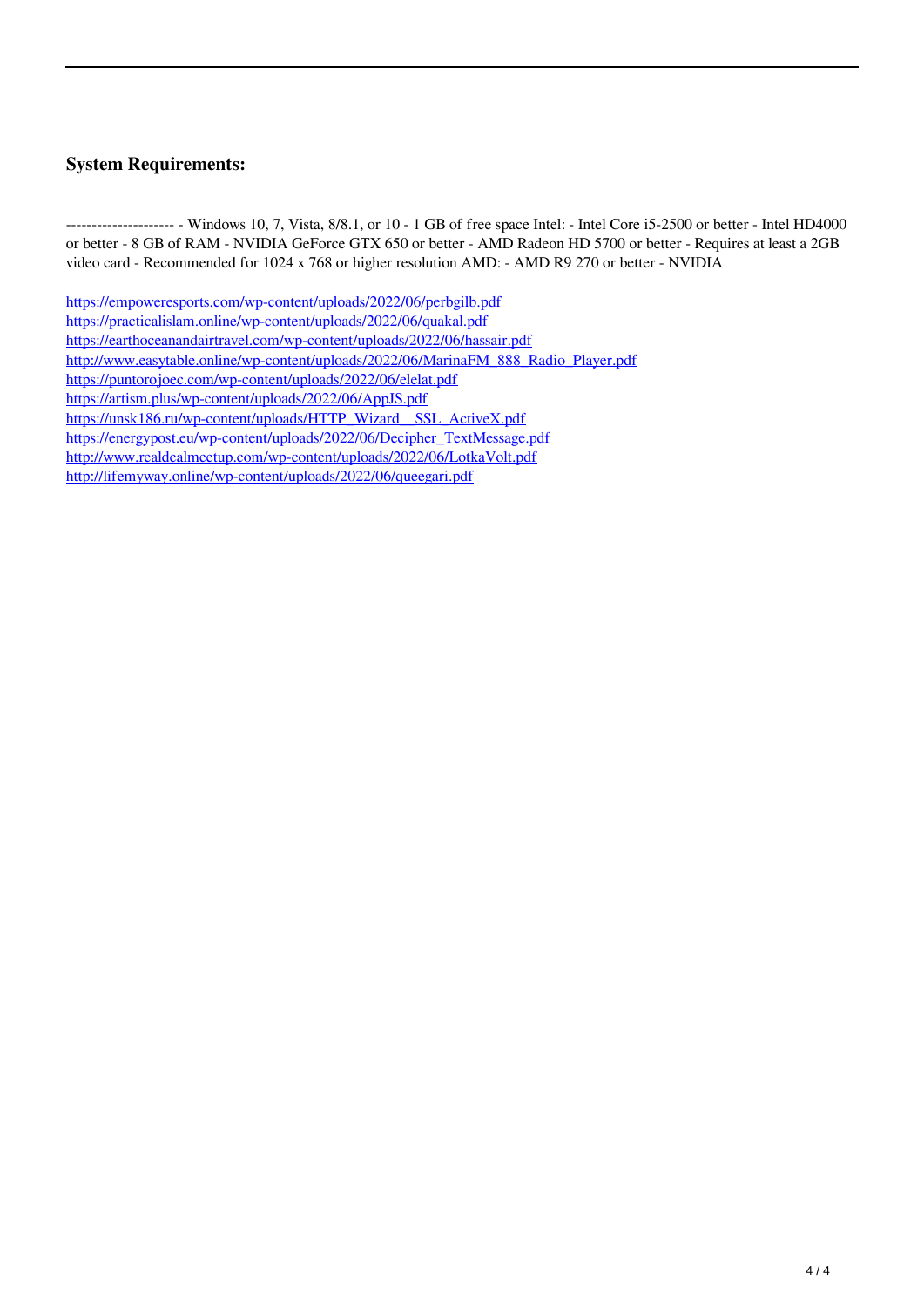### System Requirements:

--------------------- - Windows 10, 7, Vista, 8/8.1, or 10 - 1 GB of free space Intel: - Intel Core i5-2500 or better - Intel HD4000 or better - 8 GB of RAM - NVIDIA GeForce GTX 650 or better - AMD Radeon HD 5700 or better - Requires at least a 2GB video card - Recommended for 1024 x 768 or higher resolution AMD: - AMD R9 270 or better - NVIDIA

https://empoweresports.com/wp-content/uploads/2022/06/perbgilb.pdf
https://practicalislam.online/wp-content/uploads/2022/06/quakal.pdf
https://earthoceanandairtravel.com/wp-content/uploads/2022/06/hassair.pdf
http://www.easytable.online/wp-content/uploads/2022/06/MarinaFM_888_Radio_Player.pdf
https://puntorojoec.com/wp-content/uploads/2022/06/elelat.pdf
https://artism.plus/wp-content/uploads/2022/06/AppJS.pdf
https://unsk186.ru/wp-content/uploads/HTTP_Wizard__SSL_ActiveX.pdf
https://energypost.eu/wp-content/uploads/2022/06/Decipher_TextMessage.pdf
http://www.realdealmeetup.com/wp-content/uploads/2022/06/LotkaVolt.pdf
http://lifemyway.online/wp-content/uploads/2022/06/queegari.pdf